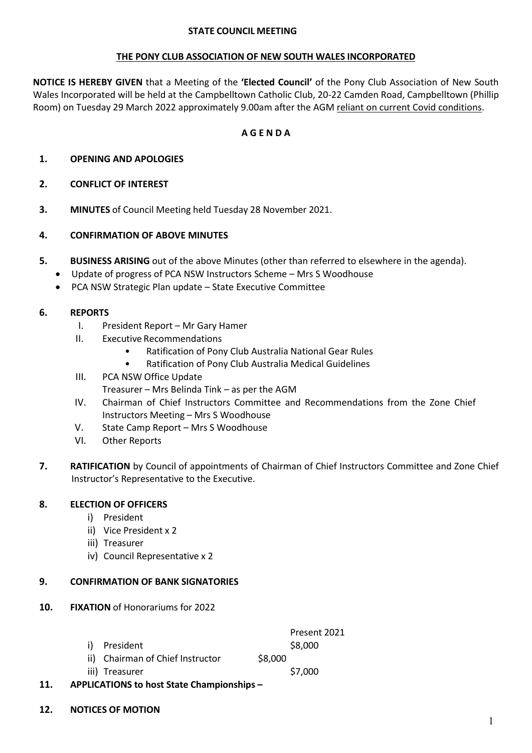**STATE COUNCIL MEETING**

**THE PONY CLUB ASSOCIATION OF NEW SOUTH WALES INCORPORATED**

**NOTICE IS HEREBY GIVEN** that a Meeting of the **'Elected Council'** of the Pony Club Association of New South Wales Incorporated will be held at the Campbelltown Catholic Club, 20-22 Camden Road, Campbelltown (Phillip Room) on Tuesday 29 March 2022 approximately 9.00am after the AGM reliant on current Covid conditions.

**A G E N D A**

**1. OPENING AND APOLOGIES**

**2. CONFLICT OF INTEREST**

**3. MINUTES** of Council Meeting held Tuesday 28 November 2021.

**4. CONFIRMATION OF ABOVE MINUTES**

**5. BUSINESS ARISING** out of the above Minutes (other than referred to elsewhere in the agenda).

- Update of progress of PCA NSW Instructors Scheme – Mrs S Woodhouse
- PCA NSW Strategic Plan update – State Executive Committee

**6. REPORTS**

I. President Report – Mr Gary Hamer

II. Executive Recommendations
   - Ratification of Pony Club Australia National Gear Rules
   - Ratification of Pony Club Australia Medical Guidelines

III. PCA NSW Office Update
   Treasurer – Mrs Belinda Tink – as per the AGM

IV. Chairman of Chief Instructors Committee and Recommendations from the Zone Chief Instructors Meeting – Mrs S Woodhouse

V. State Camp Report – Mrs S Woodhouse

VI. Other Reports

**7. RATIFICATION** by Council of appointments of Chairman of Chief Instructors Committee and Zone Chief Instructor's Representative to the Executive.

**8. ELECTION OF OFFICERS**

i) President
ii) Vice President x 2
iii) Treasurer
iv) Council Representative x 2

**9. CONFIRMATION OF BANK SIGNATORIES**

**10. FIXATION** of Honorariums for 2022

| | Present 2021 |
|---|---|
| i) President | $8,000 |
| ii) Chairman of Chief Instructor | $8,000 |
| iii) Treasurer | $7,000 |

**11. APPLICATIONS to host State Championships –**

**12. NOTICES OF MOTION**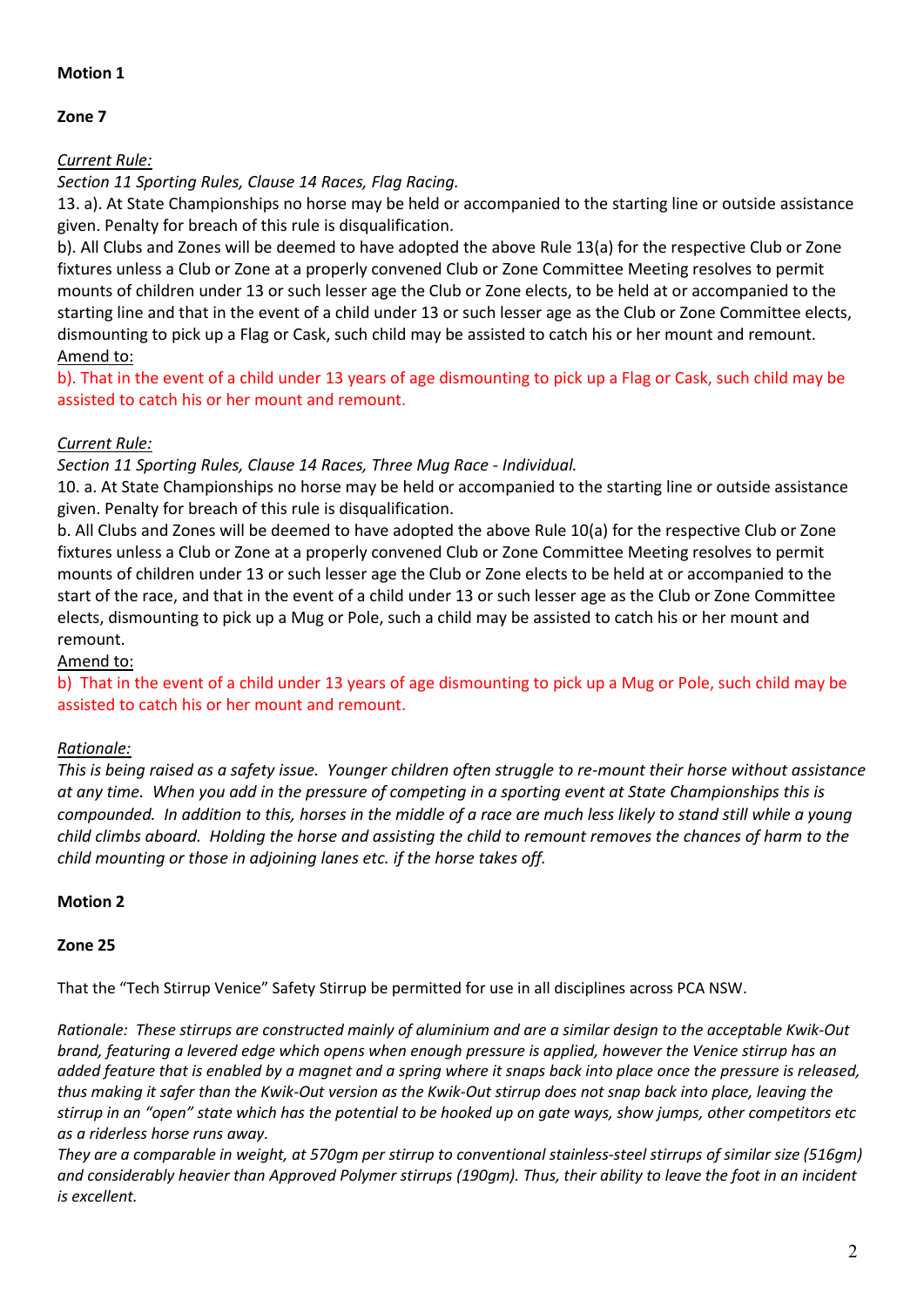**Motion 1**

**Zone 7**

*Current Rule:*

*Section 11 Sporting Rules, Clause 14 Races, Flag Racing.*

13. a). At State Championships no horse may be held or accompanied to the starting line or outside assistance given. Penalty for breach of this rule is disqualification.

b). All Clubs and Zones will be deemed to have adopted the above Rule 13(a) for the respective Club or Zone fixtures unless a Club or Zone at a properly convened Club or Zone Committee Meeting resolves to permit mounts of children under 13 or such lesser age the Club or Zone elects, to be held at or accompanied to the starting line and that in the event of a child under 13 or such lesser age as the Club or Zone Committee elects, dismounting to pick up a Flag or Cask, such child may be assisted to catch his or her mount and remount.

Amend to:

b). That in the event of a child under 13 years of age dismounting to pick up a Flag or Cask, such child may be assisted to catch his or her mount and remount.

*Current Rule:*

*Section 11 Sporting Rules, Clause 14 Races, Three Mug Race - Individual.*

10. a. At State Championships no horse may be held or accompanied to the starting line or outside assistance given. Penalty for breach of this rule is disqualification.

b. All Clubs and Zones will be deemed to have adopted the above Rule 10(a) for the respective Club or Zone fixtures unless a Club or Zone at a properly convened Club or Zone Committee Meeting resolves to permit mounts of children under 13 or such lesser age the Club or Zone elects to be held at or accompanied to the start of the race, and that in the event of a child under 13 or such lesser age as the Club or Zone Committee elects, dismounting to pick up a Mug or Pole, such a child may be assisted to catch his or her mount and remount.

Amend to:

b) That in the event of a child under 13 years of age dismounting to pick up a Mug or Pole, such child may be assisted to catch his or her mount and remount.

*Rationale:*

*This is being raised as a safety issue. Younger children often struggle to re-mount their horse without assistance at any time. When you add in the pressure of competing in a sporting event at State Championships this is compounded. In addition to this, horses in the middle of a race are much less likely to stand still while a young child climbs aboard. Holding the horse and assisting the child to remount removes the chances of harm to the child mounting or those in adjoining lanes etc. if the horse takes off.*

**Motion 2**

**Zone 25**

That the "Tech Stirrup Venice" Safety Stirrup be permitted for use in all disciplines across PCA NSW.

*Rationale: These stirrups are constructed mainly of aluminium and are a similar design to the acceptable Kwik-Out brand, featuring a levered edge which opens when enough pressure is applied, however the Venice stirrup has an added feature that is enabled by a magnet and a spring where it snaps back into place once the pressure is released, thus making it safer than the Kwik-Out version as the Kwik-Out stirrup does not snap back into place, leaving the stirrup in an "open" state which has the potential to be hooked up on gate ways, show jumps, other competitors etc as a riderless horse runs away.*

*They are a comparable in weight, at 570gm per stirrup to conventional stainless-steel stirrups of similar size (516gm) and considerably heavier than Approved Polymer stirrups (190gm). Thus, their ability to leave the foot in an incident is excellent.*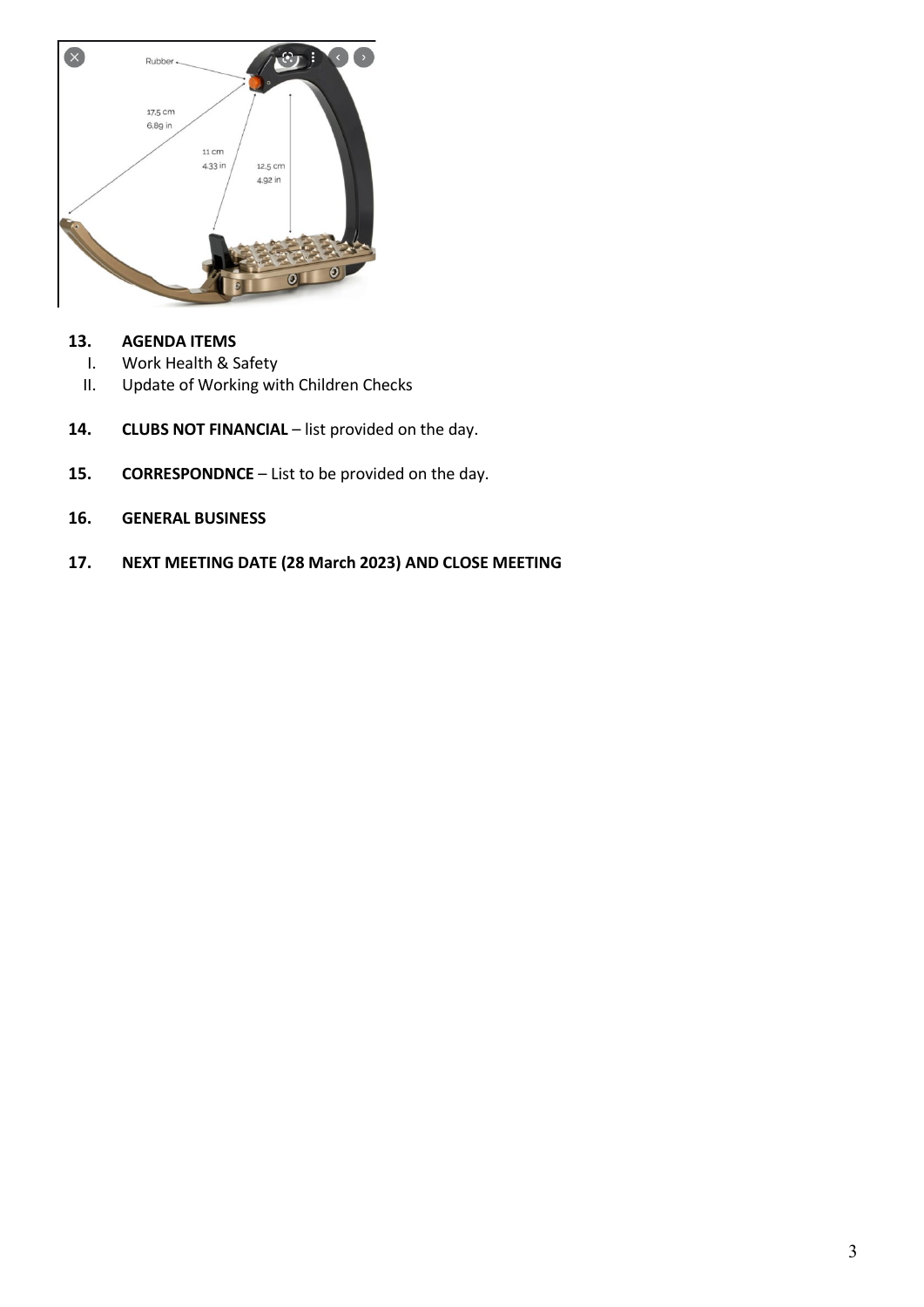**13. AGENDA ITEMS**

I. Work Health & Safety

II. Update of Working with Children Checks

**14. CLUBS NOT FINANCIAL** – list provided on the day.

**15. CORRESPONDNCE** – List to be provided on the day.

**16. GENERAL BUSINESS**

**17. NEXT MEETING DATE (28 March 2023) AND CLOSE MEETING**